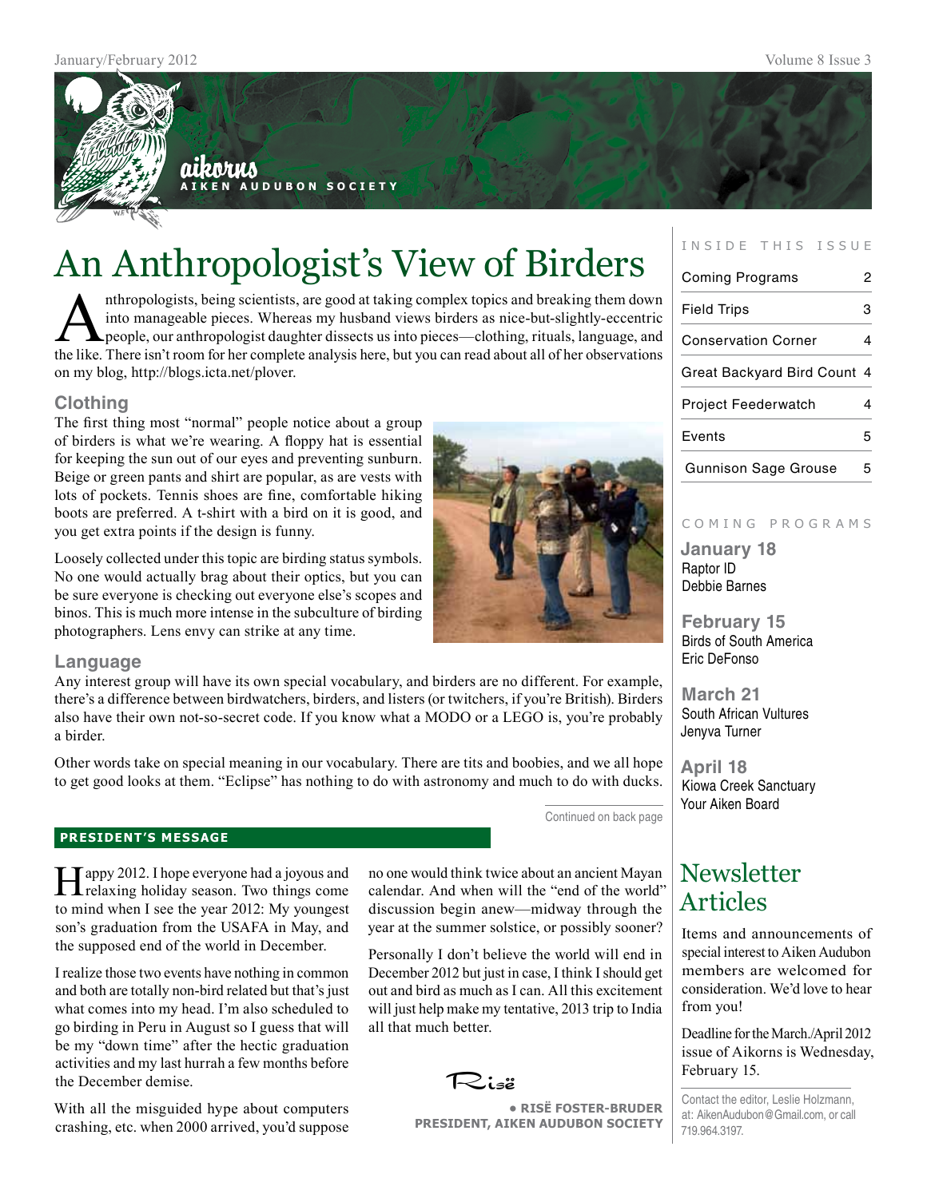# aikorns

**AIKEN AUDUBON SOCIETY**

# An Anthropologist's View of Birders

Anthropologists, being scientists, are good at taking complex topics and breaking them down into manageable pieces. Whereas my husband views birders as nice-but-slightly-eccentric people, our anthropologist daughter dissects us into pieces—clothing, rituals, language, and the like. There isn't room for her complete analysis here, but you can read about all of her observations on my blog, http://blogs.icta.net/plover.

### Clothing

The first thing most "normal" people notice about a group of birders is what we're wearing. A floppy hat is essential for keeping the sun out of our eyes and preventing sunburn. Beige or green pants and shirt are popular, as are vests with lots of pockets. Tennis shoes are fine, comfortable hiking boots are preferred. A t-shirt with a bird on it is good, and you get extra points if the design is funny.

Loosely collected under this topic are birding status symbols. No one would actually brag about their optics, but you can be sure everyone is checking out everyone else's scopes and binos. This is much more intense in the subculture of birding photographers. Lens envy can strike at any time.

### Language

Any interest group will have its own special vocabulary, and birders are no different. For example, there's a difference between birdwatchers, birders, and listers (or twitchers, if you're British). Birders also have their own not-so-secret code. If you know what a MODO or a LEGO is, you're probably a birder.

Other words take on special meaning in our vocabulary. There are tits and boobies, and we all hope to get good looks at them. "Eclipse" has nothing to do with astronomy and much to do with ducks.

Continued on back page

## PRESIDENT'S MESSAGE

Happy 2012. I hope everyone had a joyous and relaxing holiday season. Two things come to mind when I see the year 2012: My youngest son's graduation from the USAFA in May, and the supposed end of the world in December.

I realize those two events have nothing in common and both are totally non-bird related but that's just what comes into my head. I'm also scheduled to go birding in Peru in August so I guess that will be my "down time" after the hectic graduation activities and my last hurrah a few months before the December demise.

With all the misguided hype about computers crashing, etc. when 2000 arrived, you'd suppose no one would think twice about an ancient Mayan calendar. And when will the "end of the world" discussion begin anew—midway through the year at the summer solstice, or possibly sooner?

Personally I don't believe the world will end in December 2012 but just in case, I think I should get out and bird as much as I can. All this excitement will just help make my tentative, 2013 trip to India all that much better.

Risë

**• RISË FOSTER-BRUDER**
**PRESIDENT, AIKEN AUDUBON SOCIETY**

## INSIDE THIS ISSUE

| | |
|---|---|
| Coming Programs | 2 |
| Field Trips | 3 |
| Conservation Corner | 4 |
| Great Backyard Bird Count | 4 |
| Project Feederwatch | 4 |
| Events | 5 |
| Gunnison Sage Grouse | 5 |

## COMING PROGRAMS

**January 18**
Raptor ID
Debbie Barnes

**February 15**
Birds of South America
Eric DeFonso

**March 21**
South African Vultures
Jenyva Turner

**April 18**
Kiowa Creek Sanctuary
Your Aiken Board

## Newsletter Articles

Items and announcements of special interest to Aiken Audubon members are welcomed for consideration. We'd love to hear from you!

Deadline for the March./April 2012 issue of Aikorns is Wednesday, February 15.

Contact the editor, Leslie Holzmann, at: AikenAudubon@Gmail.com, or call 719.964.3197.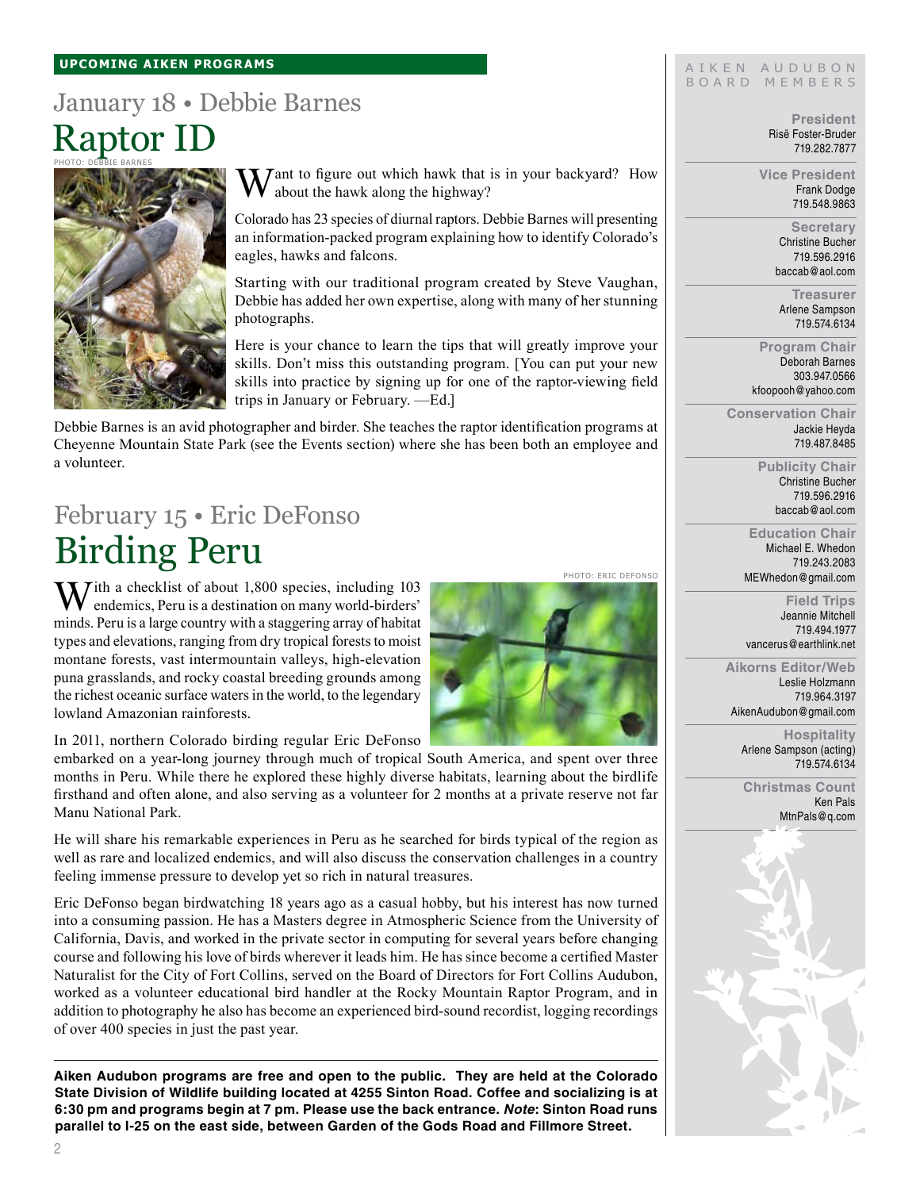**UPCOMING AIKEN PROGRAMS**

## January 18 • Debbie Barnes

# Raptor ID

PHOTO: DEBBIE BARNES

Want to figure out which hawk that is in your backyard? How about the hawk along the highway?

Colorado has 23 species of diurnal raptors. Debbie Barnes will presenting an information-packed program explaining how to identify Colorado's eagles, hawks and falcons.

Starting with our traditional program created by Steve Vaughan, Debbie has added her own expertise, along with many of her stunning photographs.

Here is your chance to learn the tips that will greatly improve your skills. Don't miss this outstanding program. [You can put your new skills into practice by signing up for one of the raptor-viewing field trips in January or February. —Ed.]

Debbie Barnes is an avid photographer and birder. She teaches the raptor identification programs at Cheyenne Mountain State Park (see the Events section) where she has been both an employee and a volunteer.

## February 15 • Eric DeFonso

# Birding Peru

PHOTO: ERIC DEFONSO

With a checklist of about 1,800 species, including 103 endemics, Peru is a destination on many world-birders' minds. Peru is a large country with a staggering array of habitat types and elevations, ranging from dry tropical forests to moist montane forests, vast intermountain valleys, high-elevation puna grasslands, and rocky coastal breeding grounds among the richest oceanic surface waters in the world, to the legendary lowland Amazonian rainforests.

In 2011, northern Colorado birding regular Eric DeFonso embarked on a year-long journey through much of tropical South America, and spent over three months in Peru. While there he explored these highly diverse habitats, learning about the birdlife firsthand and often alone, and also serving as a volunteer for 2 months at a private reserve not far Manu National Park.

He will share his remarkable experiences in Peru as he searched for birds typical of the region as well as rare and localized endemics, and will also discuss the conservation challenges in a country feeling immense pressure to develop yet so rich in natural treasures.

Eric DeFonso began birdwatching 18 years ago as a casual hobby, but his interest has now turned into a consuming passion. He has a Masters degree in Atmospheric Science from the University of California, Davis, and worked in the private sector in computing for several years before changing course and following his love of birds wherever it leads him. He has since become a certified Master Naturalist for the City of Fort Collins, served on the Board of Directors for Fort Collins Audubon, worked as a volunteer educational bird handler at the Rocky Mountain Raptor Program, and in addition to photography he also has become an experienced bird-sound recordist, logging recordings of over 400 species in just the past year.

**Aiken Audubon programs are free and open to the public. They are held at the Colorado State Division of Wildlife building located at 4255 Sinton Road. Coffee and socializing is at 6:30 pm and programs begin at 7 pm. Please use the back entrance. *Note*: Sinton Road runs parallel to I-25 on the east side, between Garden of the Gods Road and Fillmore Street.**

---

AIKEN AUDUBON BOARD MEMBERS

**President**
Risë Foster-Bruder
719.282.7877

**Vice President**
Frank Dodge
719.548.9863

**Secretary**
Christine Bucher
719.596.2916
baccab@aol.com

**Treasurer**
Arlene Sampson
719.574.6134

**Program Chair**
Deborah Barnes
303.947.0566
kfoopooh@yahoo.com

**Conservation Chair**
Jackie Heyda
719.487.8485

**Publicity Chair**
Christine Bucher
719.596.2916
baccab@aol.com

**Education Chair**
Michael E. Whedon
719.243.2083
MEWhedon@gmail.com

**Field Trips**
Jeannie Mitchell
719.494.1977
vancerus@earthlink.net

**Aikorns Editor/Web**
Leslie Holzmann
719.964.3197
AikenAudubon@gmail.com

**Hospitality**
Arlene Sampson (acting)
719.574.6134

**Christmas Count**
Ken Pals
MtnPals@q.com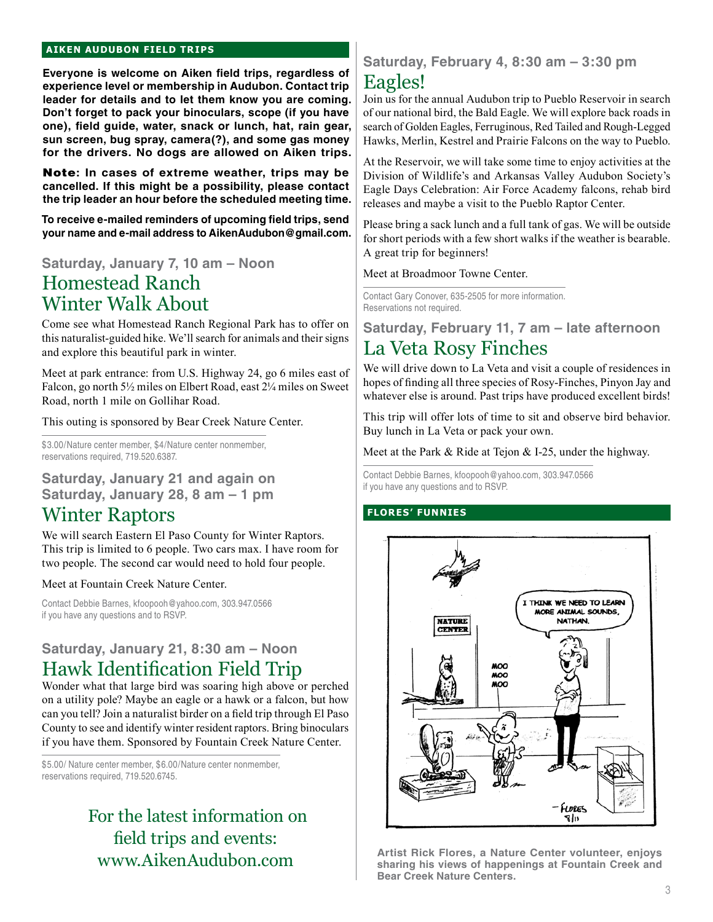## AIKEN AUDUBON FIELD TRIPS

**Everyone is welcome on Aiken field trips, regardless of experience level or membership in Audubon. Contact trip leader for details and to let them know you are coming. Don't forget to pack your binoculars, scope (if you have one), field guide, water, snack or lunch, hat, rain gear, sun screen, bug spray, camera(?), and some gas money for the drivers. No dogs are allowed on Aiken trips.**

**Note: In cases of extreme weather, trips may be cancelled. If this might be a possibility, please contact the trip leader an hour before the scheduled meeting time.**

**To receive e-mailed reminders of upcoming field trips, send your name and e-mail address to AikenAudubon@gmail.com.**

### Saturday, January 7, 10 am – Noon

## Homestead Ranch Winter Walk About

Come see what Homestead Ranch Regional Park has to offer on this naturalist-guided hike. We'll search for animals and their signs and explore this beautiful park in winter.

Meet at park entrance: from U.S. Highway 24, go 6 miles east of Falcon, go north 5½ miles on Elbert Road, east 2¼ miles on Sweet Road, north 1 mile on Gollihar Road.

This outing is sponsored by Bear Creek Nature Center.

$3.00/Nature center member, $4/Nature center nonmember, reservations required, 719.520.6387.

### Saturday, January 21 and again on Saturday, January 28, 8 am – 1 pm

## Winter Raptors

We will search Eastern El Paso County for Winter Raptors. This trip is limited to 6 people. Two cars max. I have room for two people. The second car would need to hold four people.

Meet at Fountain Creek Nature Center.

Contact Debbie Barnes, kfoopooh@yahoo.com, 303.947.0566 if you have any questions and to RSVP.

### Saturday, January 21, 8:30 am – Noon

## Hawk Identification Field Trip

Wonder what that large bird was soaring high above or perched on a utility pole? Maybe an eagle or a hawk or a falcon, but how can you tell? Join a naturalist birder on a field trip through El Paso County to see and identify winter resident raptors. Bring binoculars if you have them. Sponsored by Fountain Creek Nature Center.

$5.00/ Nature center member, $6.00/Nature center nonmember, reservations required, 719.520.6745.

For the latest information on field trips and events: www.AikenAudubon.com

### Saturday, February 4, 8:30 am – 3:30 pm

## Eagles!

Join us for the annual Audubon trip to Pueblo Reservoir in search of our national bird, the Bald Eagle. We will explore back roads in search of Golden Eagles, Ferruginous, Red Tailed and Rough-Legged Hawks, Merlin, Kestrel and Prairie Falcons on the way to Pueblo.

At the Reservoir, we will take some time to enjoy activities at the Division of Wildlife's and Arkansas Valley Audubon Society's Eagle Days Celebration: Air Force Academy falcons, rehab bird releases and maybe a visit to the Pueblo Raptor Center.

Please bring a sack lunch and a full tank of gas. We will be outside for short periods with a few short walks if the weather is bearable. A great trip for beginners!

Meet at Broadmoor Towne Center.

Contact Gary Conover, 635-2505 for more information. Reservations not required.

### Saturday, February 11, 7 am – late afternoon

## La Veta Rosy Finches

We will drive down to La Veta and visit a couple of residences in hopes of finding all three species of Rosy-Finches, Pinyon Jay and whatever else is around. Past trips have produced excellent birds!

This trip will offer lots of time to sit and observe bird behavior. Buy lunch in La Veta or pack your own.

Meet at the Park & Ride at Tejon & I-25, under the highway.

Contact Debbie Barnes, kfoopooh@yahoo.com, 303.947.0566 if you have any questions and to RSVP.

## FLORES' FUNNIES

**Artist Rick Flores, a Nature Center volunteer, enjoys sharing his views of happenings at Fountain Creek and Bear Creek Nature Centers.**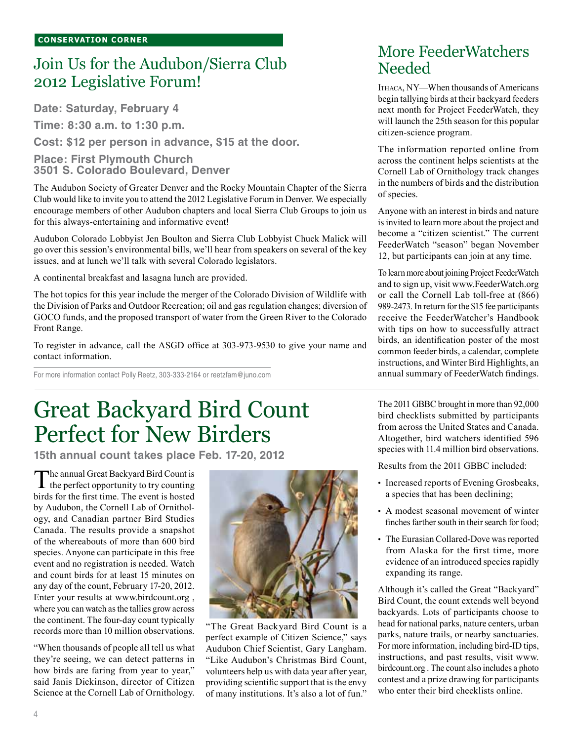CONSERVATION CORNER

## Join Us for the Audubon/Sierra Club 2012 Legislative Forum!

**Date: Saturday, February 4**

**Time: 8:30 a.m. to 1:30 p.m.**

**Cost: $12 per person in advance, $15 at the door.**

**Place: First Plymouth Church**
**3501 S. Colorado Boulevard, Denver**

The Audubon Society of Greater Denver and the Rocky Mountain Chapter of the Sierra Club would like to invite you to attend the 2012 Legislative Forum in Denver. We especially encourage members of other Audubon chapters and local Sierra Club Groups to join us for this always-entertaining and informative event!

Audubon Colorado Lobbyist Jen Boulton and Sierra Club Lobbyist Chuck Malick will go over this session's environmental bills, we'll hear from speakers on several of the key issues, and at lunch we'll talk with several Colorado legislators.

A continental breakfast and lasagna lunch are provided.

The hot topics for this year include the merger of the Colorado Division of Wildlife with the Division of Parks and Outdoor Recreation; oil and gas regulation changes; diversion of GOCO funds, and the proposed transport of water from the Green River to the Colorado Front Range.

To register in advance, call the ASGD office at 303-973-9530 to give your name and contact information.

For more information contact Polly Reetz, 303-333-2164 or reetzfam@juno.com

## More FeederWatchers Needed

Ithaca, NY—When thousands of Americans begin tallying birds at their backyard feeders next month for Project FeederWatch, they will launch the 25th season for this popular citizen-science program.

The information reported online from across the continent helps scientists at the Cornell Lab of Ornithology track changes in the numbers of birds and the distribution of species.

Anyone with an interest in birds and nature is invited to learn more about the project and become a "citizen scientist." The current FeederWatch "season" began November 12, but participants can join at any time.

To learn more about joining Project FeederWatch and to sign up, visit www.FeederWatch.org or call the Cornell Lab toll-free at (866) 989-2473. In return for the $15 fee participants receive the FeederWatcher's Handbook with tips on how to successfully attract birds, an identification poster of the most common feeder birds, a calendar, complete instructions, and Winter Bird Highlights, an annual summary of FeederWatch findings.

# Great Backyard Bird Count Perfect for New Birders

### 15th annual count takes place Feb. 17-20, 2012

The annual Great Backyard Bird Count is the perfect opportunity to try counting birds for the first time. The event is hosted by Audubon, the Cornell Lab of Ornithology, and Canadian partner Bird Studies Canada. The results provide a snapshot of the whereabouts of more than 600 bird species. Anyone can participate in this free event and no registration is needed. Watch and count birds for at least 15 minutes on any day of the count, February 17-20, 2012. Enter your results at www.birdcount.org , where you can watch as the tallies grow across the continent. The four-day count typically records more than 10 million observations.

"When thousands of people all tell us what they're seeing, we can detect patterns in how birds are faring from year to year," said Janis Dickinson, director of Citizen Science at the Cornell Lab of Ornithology.

"The Great Backyard Bird Count is a perfect example of Citizen Science," says Audubon Chief Scientist, Gary Langham. "Like Audubon's Christmas Bird Count, volunteers help us with data year after year, providing scientific support that is the envy of many institutions. It's also a lot of fun."

The 2011 GBBC brought in more than 92,000 bird checklists submitted by participants from across the United States and Canada. Altogether, bird watchers identified 596 species with 11.4 million bird observations.

Results from the 2011 GBBC included:

- Increased reports of Evening Grosbeaks, a species that has been declining;
- A modest seasonal movement of winter finches farther south in their search for food;
- The Eurasian Collared-Dove was reported from Alaska for the first time, more evidence of an introduced species rapidly expanding its range.

Although it's called the Great "Backyard" Bird Count, the count extends well beyond backyards. Lots of participants choose to head for national parks, nature centers, urban parks, nature trails, or nearby sanctuaries. For more information, including bird-ID tips, instructions, and past results, visit www.birdcount.org . The count also includes a photo contest and a prize drawing for participants who enter their bird checklists online.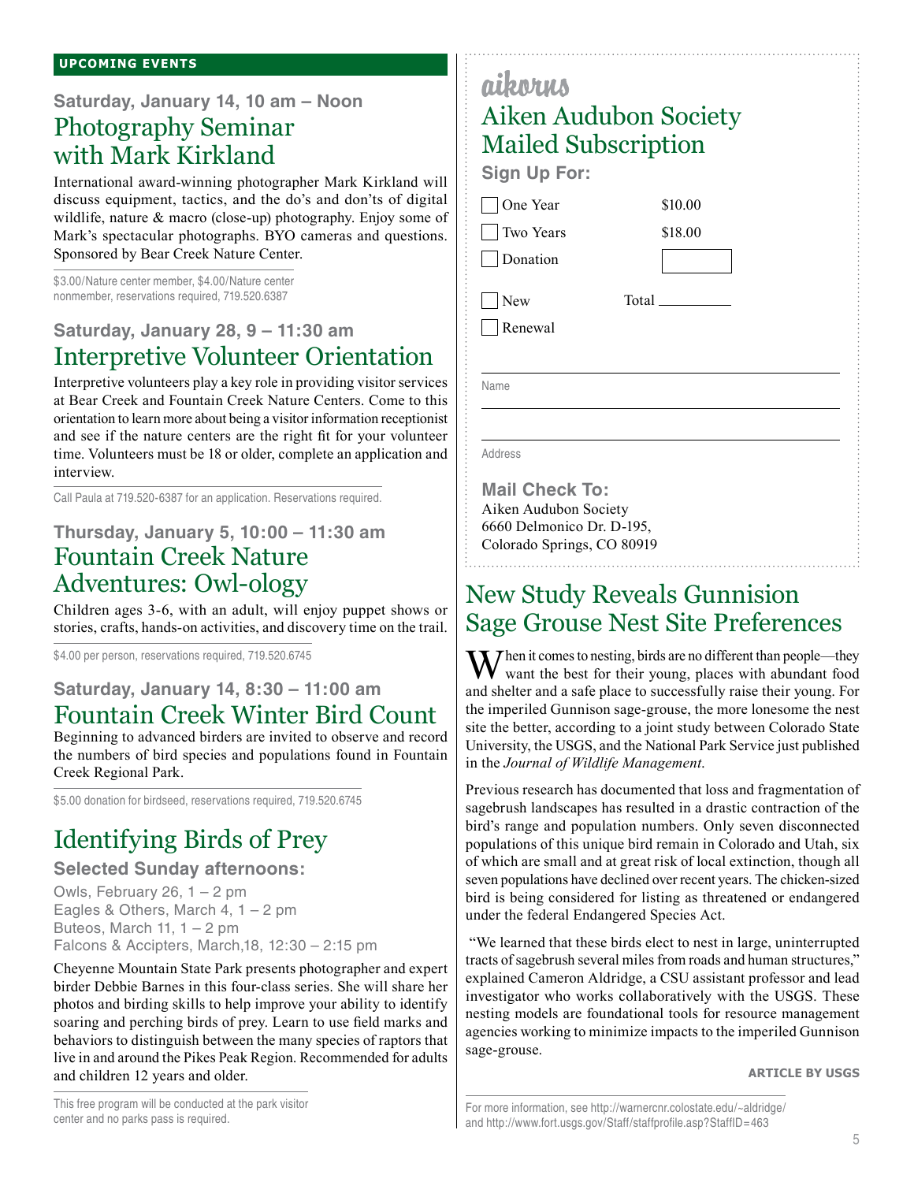## UPCOMING EVENTS

### Saturday, January 14, 10 am – Noon

## Photography Seminar with Mark Kirkland

International award-winning photographer Mark Kirkland will discuss equipment, tactics, and the do's and don'ts of digital wildlife, nature & macro (close-up) photography. Enjoy some of Mark's spectacular photographs. BYO cameras and questions. Sponsored by Bear Creek Nature Center.

$3.00/Nature center member, $4.00/Nature center nonmember, reservations required, 719.520.6387

### Saturday, January 28, 9 – 11:30 am

## Interpretive Volunteer Orientation

Interpretive volunteers play a key role in providing visitor services at Bear Creek and Fountain Creek Nature Centers. Come to this orientation to learn more about being a visitor information receptionist and see if the nature centers are the right fit for your volunteer time. Volunteers must be 18 or older, complete an application and interview.

Call Paula at 719.520-6387 for an application. Reservations required.

### Thursday, January 5, 10:00 – 11:30 am

## Fountain Creek Nature Adventures: Owl-ology

Children ages 3-6, with an adult, will enjoy puppet shows or stories, crafts, hands-on activities, and discovery time on the trail.

$4.00 per person, reservations required, 719.520.6745

### Saturday, January 14, 8:30 – 11:00 am

## Fountain Creek Winter Bird Count

Beginning to advanced birders are invited to observe and record the numbers of bird species and populations found in Fountain Creek Regional Park.

$5.00 donation for birdseed, reservations required, 719.520.6745

## Identifying Birds of Prey

### Selected Sunday afternoons:

Owls, February 26, 1 – 2 pm
Eagles & Others, March 4, 1 – 2 pm
Buteos, March 11, 1 – 2 pm
Falcons & Accipters, March,18, 12:30 – 2:15 pm

Cheyenne Mountain State Park presents photographer and expert birder Debbie Barnes in this four-class series. She will share her photos and birding skills to help improve your ability to identify soaring and perching birds of prey. Learn to use field marks and behaviors to distinguish between the many species of raptors that live in and around the Pikes Peak Region. Recommended for adults and children 12 years and older.

This free program will be conducted at the park visitor center and no parks pass is required.

---

aikorns

## Aiken Audubon Society Mailed Subscription

### Sign Up For:

- [ ] One Year $10.00
- [ ] Two Years $18.00
- [ ] Donation ______

- [ ] New Total ______
- [ ] Renewal

Name ______________________

Address ______________________

### Mail Check To:

Aiken Audubon Society
6660 Delmonico Dr. D-195,
Colorado Springs, CO 80919

---

## New Study Reveals Gunnision Sage Grouse Nest Site Preferences

When it comes to nesting, birds are no different than people—they want the best for their young, places with abundant food and shelter and a safe place to successfully raise their young. For the imperiled Gunnison sage-grouse, the more lonesome the nest site the better, according to a joint study between Colorado State University, the USGS, and the National Park Service just published in the *Journal of Wildlife Management*.

Previous research has documented that loss and fragmentation of sagebrush landscapes has resulted in a drastic contraction of the bird's range and population numbers. Only seven disconnected populations of this unique bird remain in Colorado and Utah, six of which are small and at great risk of local extinction, though all seven populations have declined over recent years. The chicken-sized bird is being considered for listing as threatened or endangered under the federal Endangered Species Act.

"We learned that these birds elect to nest in large, uninterrupted tracts of sagebrush several miles from roads and human structures," explained Cameron Aldridge, a CSU assistant professor and lead investigator who works collaboratively with the USGS. These nesting models are foundational tools for resource management agencies working to minimize impacts to the imperiled Gunnison sage-grouse.

**ARTICLE BY USGS**

For more information, see http://warnercnr.colostate.edu/~aldridge/ and http://www.fort.usgs.gov/Staff/staffprofile.asp?StaffID=463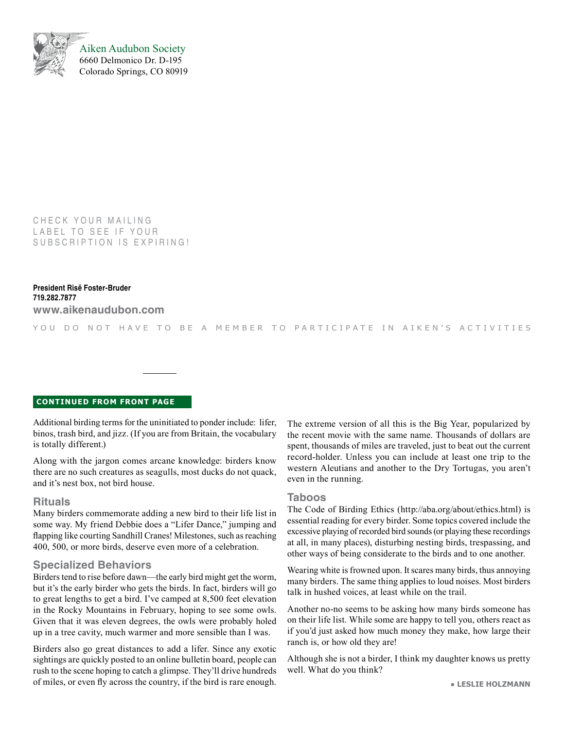Aiken Audubon Society
6660 Delmonico Dr. D-195
Colorado Springs, CO 80919

CHECK YOUR MAILING LABEL TO SEE IF YOUR SUBSCRIPTION IS EXPIRING!

**President Risë Foster-Bruder**
**719.282.7877**
**www.aikenaudubon.com**

YOU DO NOT HAVE TO BE A MEMBER TO PARTICIPATE IN AIKEN'S ACTIVITIES

**CONTINUED FROM FRONT PAGE**

Additional birding terms for the uninitiated to ponder include: lifer, binos, trash bird, and jizz. (If you are from Britain, the vocabulary is totally different.)

Along with the jargon comes arcane knowledge: birders know there are no such creatures as seagulls, most ducks do not quack, and it's nest box, not bird house.

## Rituals

Many birders commemorate adding a new bird to their life list in some way. My friend Debbie does a "Lifer Dance," jumping and flapping like courting Sandhill Cranes! Milestones, such as reaching 400, 500, or more birds, deserve even more of a celebration.

## Specialized Behaviors

Birders tend to rise before dawn—the early bird might get the worm, but it's the early birder who gets the birds. In fact, birders will go to great lengths to get a bird. I've camped at 8,500 feet elevation in the Rocky Mountains in February, hoping to see some owls. Given that it was eleven degrees, the owls were probably holed up in a tree cavity, much warmer and more sensible than I was.

Birders also go great distances to add a lifer. Since any exotic sightings are quickly posted to an online bulletin board, people can rush to the scene hoping to catch a glimpse. They'll drive hundreds of miles, or even fly across the country, if the bird is rare enough.

The extreme version of all this is the Big Year, popularized by the recent movie with the same name. Thousands of dollars are spent, thousands of miles are traveled, just to beat out the current record-holder. Unless you can include at least one trip to the western Aleutians and another to the Dry Tortugas, you aren't even in the running.

## Taboos

The Code of Birding Ethics (http://aba.org/about/ethics.html) is essential reading for every birder. Some topics covered include the excessive playing of recorded bird sounds (or playing these recordings at all, in many places), disturbing nesting birds, trespassing, and other ways of being considerate to the birds and to one another.

Wearing white is frowned upon. It scares many birds, thus annoying many birders. The same thing applies to loud noises. Most birders talk in hushed voices, at least while on the trail.

Another no-no seems to be asking how many birds someone has on their life list. While some are happy to tell you, others react as if you'd just asked how much money they make, how large their ranch is, or how old they are!

Although she is not a birder, I think my daughter knows us pretty well. What do you think?

• **LESLIE HOLZMANN**